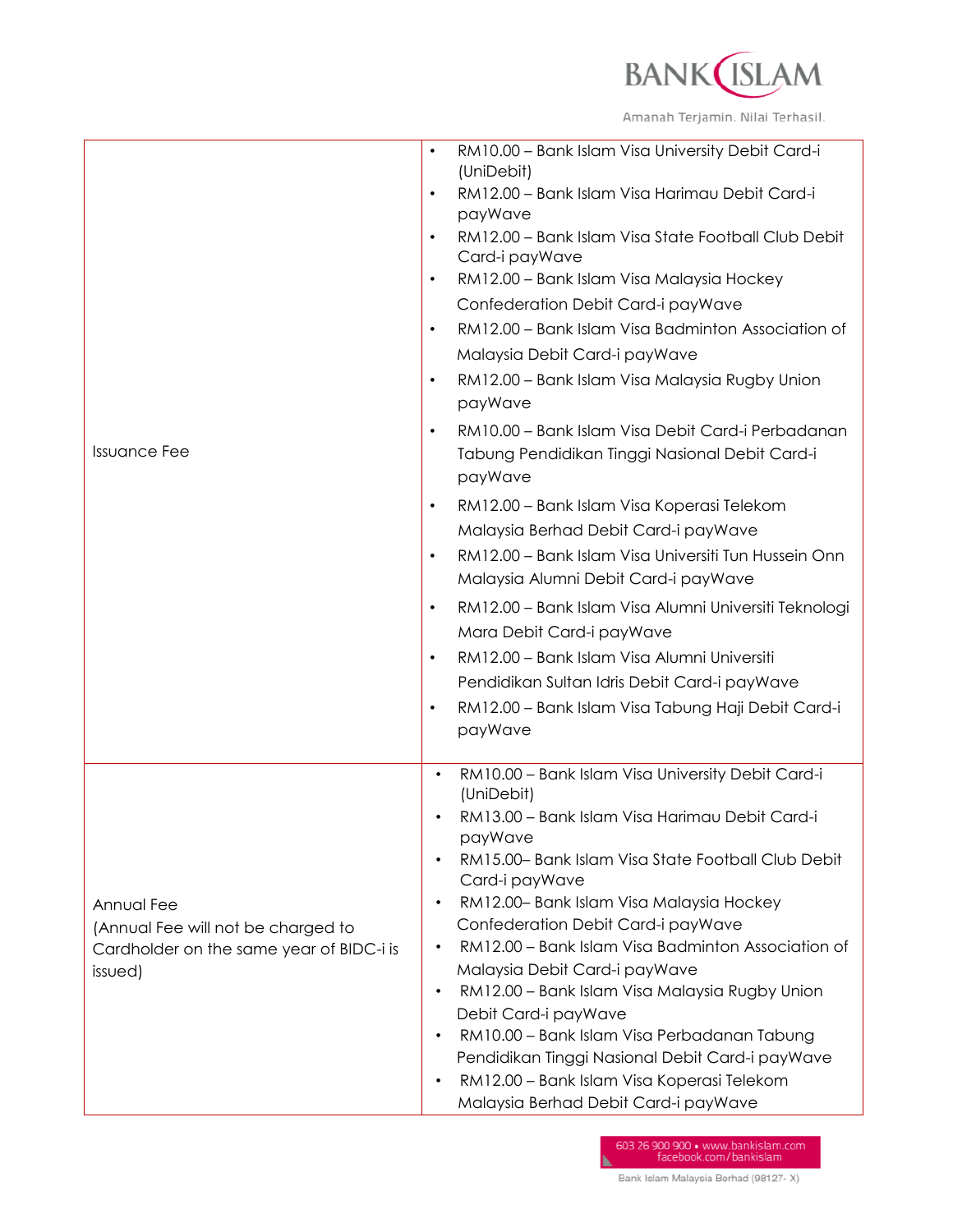| | |
|---|---|
| Issuance Fee | • RM10.00 – Bank Islam Visa University Debit Card-i (UniDebit)<br>• RM12.00 – Bank Islam Visa Harimau Debit Card-i payWave<br>• RM12.00 – Bank Islam Visa State Football Club Debit Card-i payWave<br>• RM12.00 – Bank Islam Visa Malaysia Hockey Confederation Debit Card-i payWave<br>• RM12.00 – Bank Islam Visa Badminton Association of Malaysia Debit Card-i payWave<br>• RM12.00 – Bank Islam Visa Malaysia Rugby Union payWave<br>• RM10.00 – Bank Islam Visa Debit Card-i Perbadanan Tabung Pendidikan Tinggi Nasional Debit Card-i payWave<br>• RM12.00 – Bank Islam Visa Koperasi Telekom Malaysia Berhad Debit Card-i payWave<br>• RM12.00 – Bank Islam Visa Universiti Tun Hussein Onn Malaysia Alumni Debit Card-i payWave<br>• RM12.00 – Bank Islam Visa Alumni Universiti Teknologi Mara Debit Card-i payWave<br>• RM12.00 – Bank Islam Visa Alumni Universiti Pendidikan Sultan Idris Debit Card-i payWave<br>• RM12.00 – Bank Islam Visa Tabung Haji Debit Card-i payWave |
| Annual Fee<br>(Annual Fee will not be charged to Cardholder on the same year of BIDC-i is issued) | • RM10.00 – Bank Islam Visa University Debit Card-i (UniDebit)<br>• RM13.00 – Bank Islam Visa Harimau Debit Card-i payWave<br>• RM15.00– Bank Islam Visa State Football Club Debit Card-i payWave<br>• RM12.00– Bank Islam Visa Malaysia Hockey Confederation Debit Card-i payWave<br>• RM12.00 – Bank Islam Visa Badminton Association of Malaysia Debit Card-i payWave<br>• RM12.00 – Bank Islam Visa Malaysia Rugby Union Debit Card-i payWave<br>• RM10.00 – Bank Islam Visa Perbadanan Tabung Pendidikan Tinggi Nasional Debit Card-i payWave<br>• RM12.00 – Bank Islam Visa Koperasi Telekom Malaysia Berhad Debit Card-i payWave |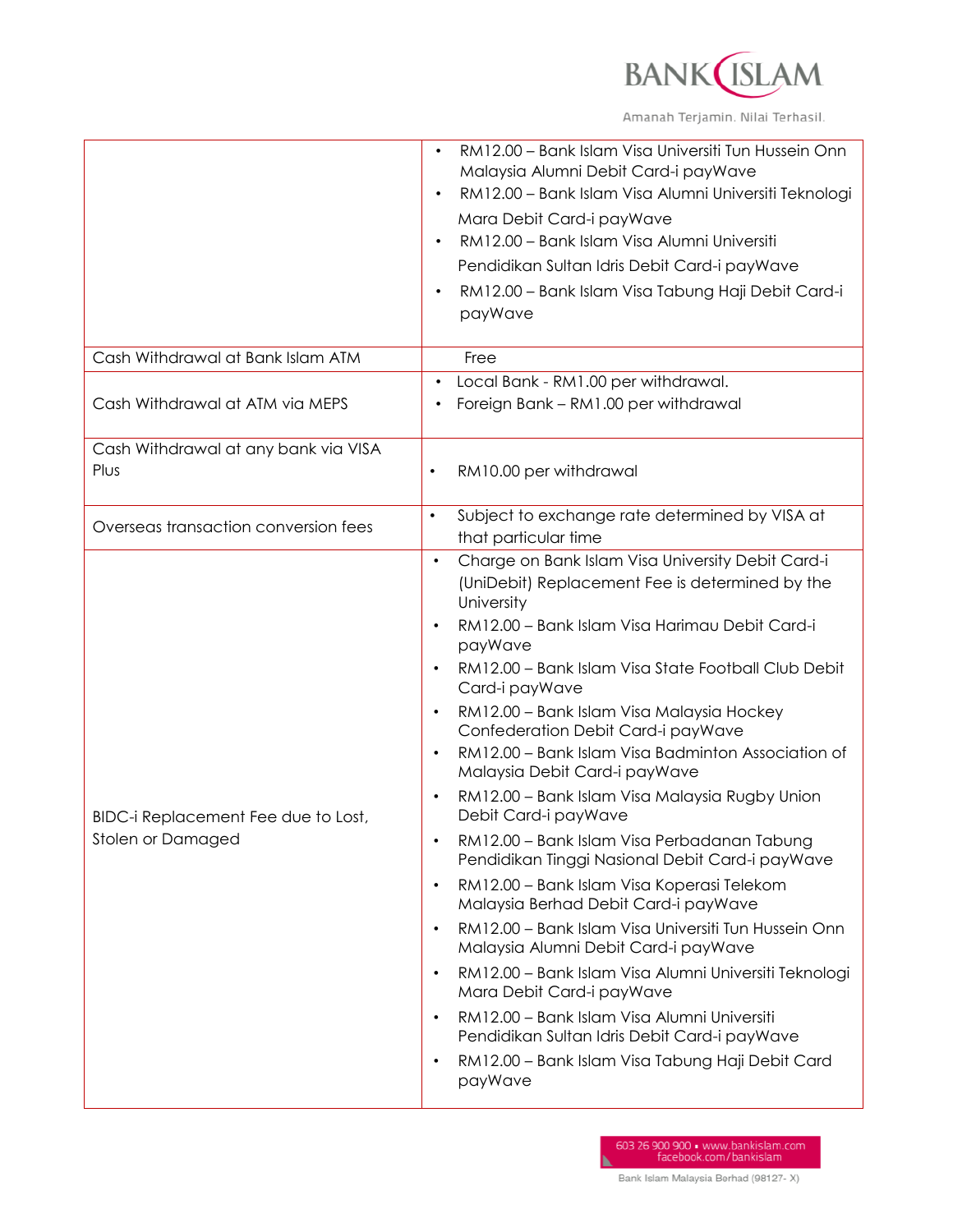| | |
|---|---|
| | • RM12.00 – Bank Islam Visa Universiti Tun Hussein Onn Malaysia Alumni Debit Card-i payWave<br>• RM12.00 – Bank Islam Visa Alumni Universiti Teknologi Mara Debit Card-i payWave<br>• RM12.00 – Bank Islam Visa Alumni Universiti Pendidikan Sultan Idris Debit Card-i payWave<br>• RM12.00 – Bank Islam Visa Tabung Haji Debit Card-i payWave |
| Cash Withdrawal at Bank Islam ATM | Free |
| Cash Withdrawal at ATM via MEPS | • Local Bank - RM1.00 per withdrawal.<br>• Foreign Bank – RM1.00 per withdrawal |
| Cash Withdrawal at any bank via VISA Plus | • RM10.00 per withdrawal |
| Overseas transaction conversion fees | • Subject to exchange rate determined by VISA at that particular time |
| BIDC-i Replacement Fee due to Lost, Stolen or Damaged | • Charge on Bank Islam Visa University Debit Card-i (UniDebit) Replacement Fee is determined by the University<br>• RM12.00 – Bank Islam Visa Harimau Debit Card-i payWave<br>• RM12.00 – Bank Islam Visa State Football Club Debit Card-i payWave<br>• RM12.00 – Bank Islam Visa Malaysia Hockey Confederation Debit Card-i payWave<br>• RM12.00 – Bank Islam Visa Badminton Association of Malaysia Debit Card-i payWave<br>• RM12.00 – Bank Islam Visa Malaysia Rugby Union Debit Card-i payWave<br>• RM12.00 – Bank Islam Visa Perbadanan Tabung Pendidikan Tinggi Nasional Debit Card-i payWave<br>• RM12.00 – Bank Islam Visa Koperasi Telekom Malaysia Berhad Debit Card-i payWave<br>• RM12.00 – Bank Islam Visa Universiti Tun Hussein Onn Malaysia Alumni Debit Card-i payWave<br>• RM12.00 – Bank Islam Visa Alumni Universiti Teknologi Mara Debit Card-i payWave<br>• RM12.00 – Bank Islam Visa Alumni Universiti Pendidikan Sultan Idris Debit Card-i payWave<br>• RM12.00 – Bank Islam Visa Tabung Haji Debit Card payWave |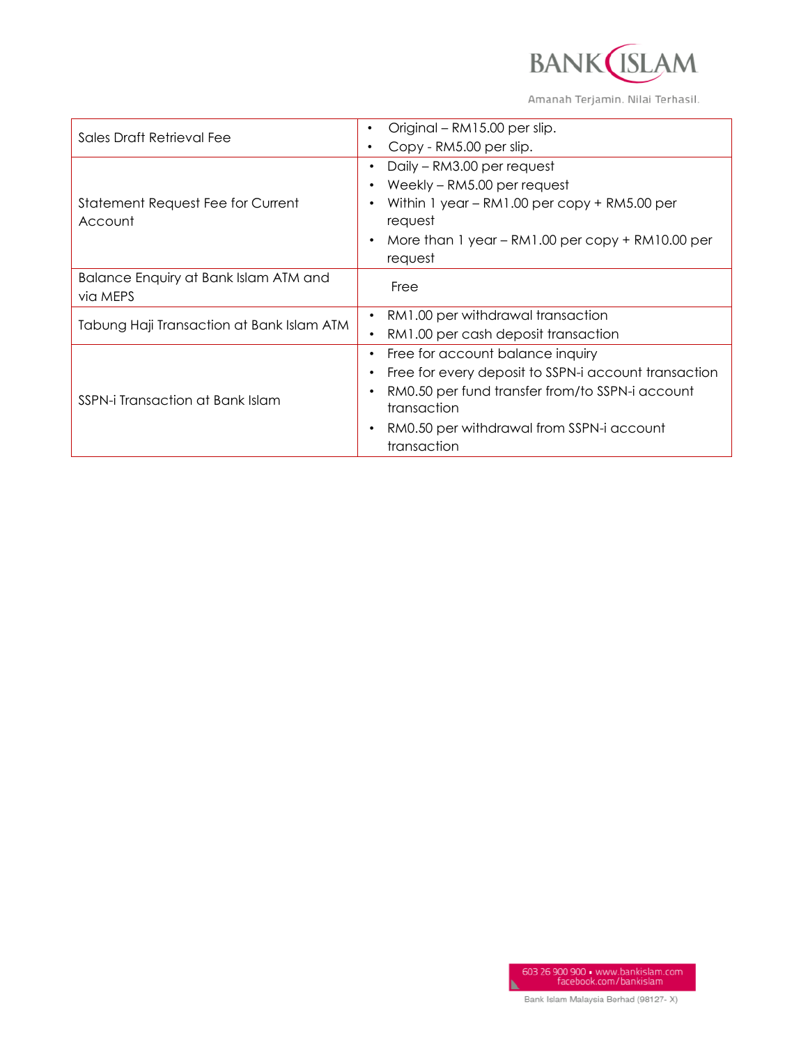| | |
|---|---|
| Sales Draft Retrieval Fee | • Original – RM15.00 per slip.<br>• Copy - RM5.00 per slip. |
| Statement Request Fee for Current Account | • Daily – RM3.00 per request<br>• Weekly – RM5.00 per request<br>• Within 1 year – RM1.00 per copy + RM5.00 per request<br>• More than 1 year – RM1.00 per copy + RM10.00 per request |
| Balance Enquiry at Bank Islam ATM and via MEPS | Free |
| Tabung Haji Transaction at Bank Islam ATM | • RM1.00 per withdrawal transaction<br>• RM1.00 per cash deposit transaction |
| SSPN-i Transaction at Bank Islam | • Free for account balance inquiry<br>• Free for every deposit to SSPN-i account transaction<br>• RM0.50 per fund transfer from/to SSPN-i account transaction<br>• RM0.50 per withdrawal from SSPN-i account transaction |